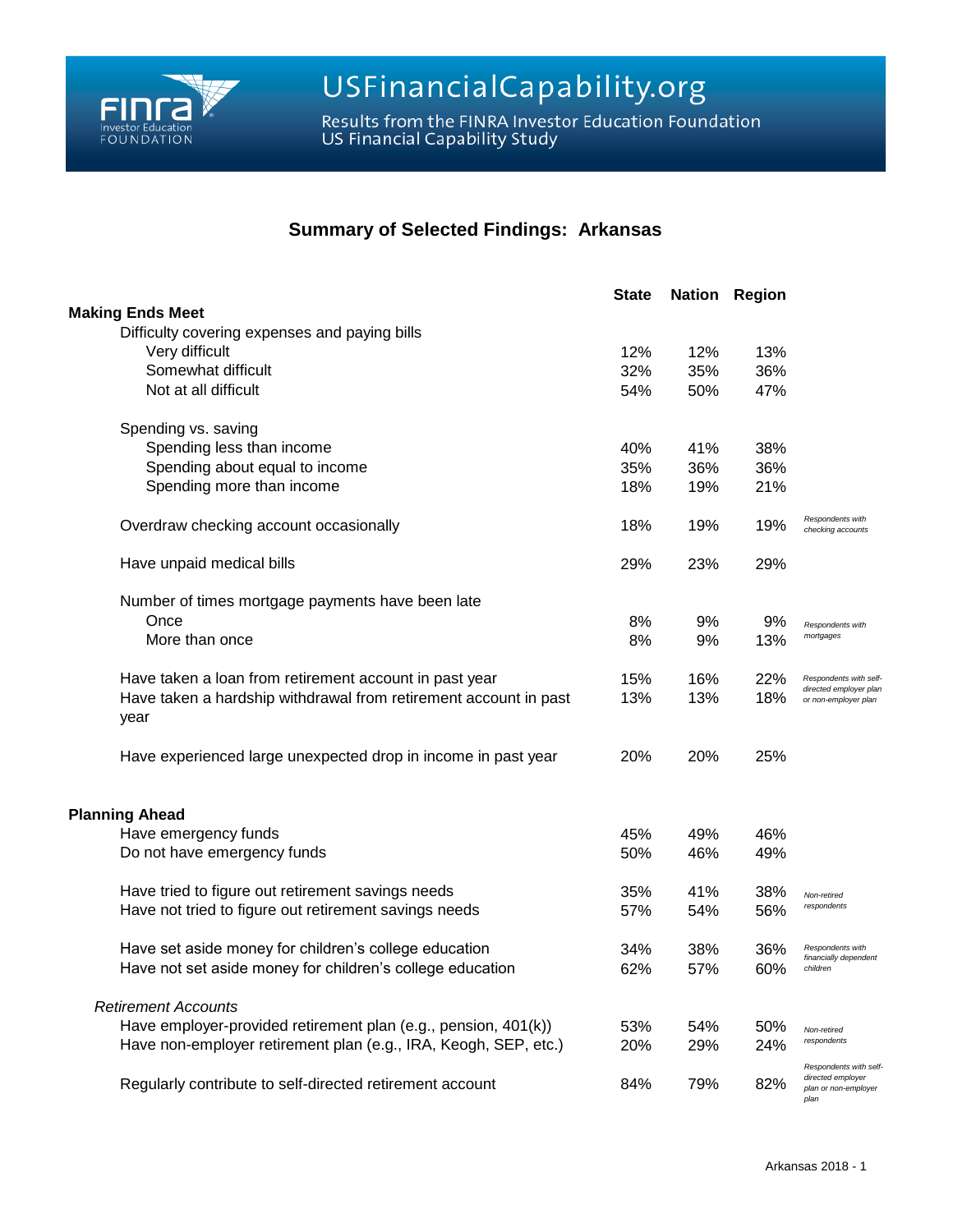USFinancialCapability.org

Results from the FINRA Investor Education Foundation US Financial Capability Study

# Summary of Selected Findings: Arkansas

| | State | Nation | Region | |
|---|---|---|---|---|
| **Making Ends Meet** | | | | |
| Difficulty covering expenses and paying bills | | | | |
| Very difficult | 12% | 12% | 13% | |
| Somewhat difficult | 32% | 35% | 36% | |
| Not at all difficult | 54% | 50% | 47% | |
| Spending vs. saving | | | | |
| Spending less than income | 40% | 41% | 38% | |
| Spending about equal to income | 35% | 36% | 36% | |
| Spending more than income | 18% | 19% | 21% | |
| Overdraw checking account occasionally | 18% | 19% | 19% | *Respondents with checking accounts* |
| Have unpaid medical bills | 29% | 23% | 29% | |
| Number of times mortgage payments have been late | | | | |
| Once | 8% | 9% | 9% | *Respondents with mortgages* |
| More than once | 8% | 9% | 13% | |
| Have taken a loan from retirement account in past year | 15% | 16% | 22% | *Respondents with self-directed employer plan or non-employer plan* |
| Have taken a hardship withdrawal from retirement account in past year | 13% | 13% | 18% | |
| Have experienced large unexpected drop in income in past year | 20% | 20% | 25% | |
| **Planning Ahead** | | | | |
| Have emergency funds | 45% | 49% | 46% | |
| Do not have emergency funds | 50% | 46% | 49% | |
| Have tried to figure out retirement savings needs | 35% | 41% | 38% | *Non-retired respondents* |
| Have not tried to figure out retirement savings needs | 57% | 54% | 56% | |
| Have set aside money for children's college education | 34% | 38% | 36% | *Respondents with financially dependent children* |
| Have not set aside money for children's college education | 62% | 57% | 60% | |
| *Retirement Accounts* | | | | |
| Have employer-provided retirement plan (e.g., pension, 401(k)) | 53% | 54% | 50% | *Non-retired respondents* |
| Have non-employer retirement plan (e.g., IRA, Keogh, SEP, etc.) | 20% | 29% | 24% | |
| Regularly contribute to self-directed retirement account | 84% | 79% | 82% | *Respondents with self-directed employer plan or non-employer plan* |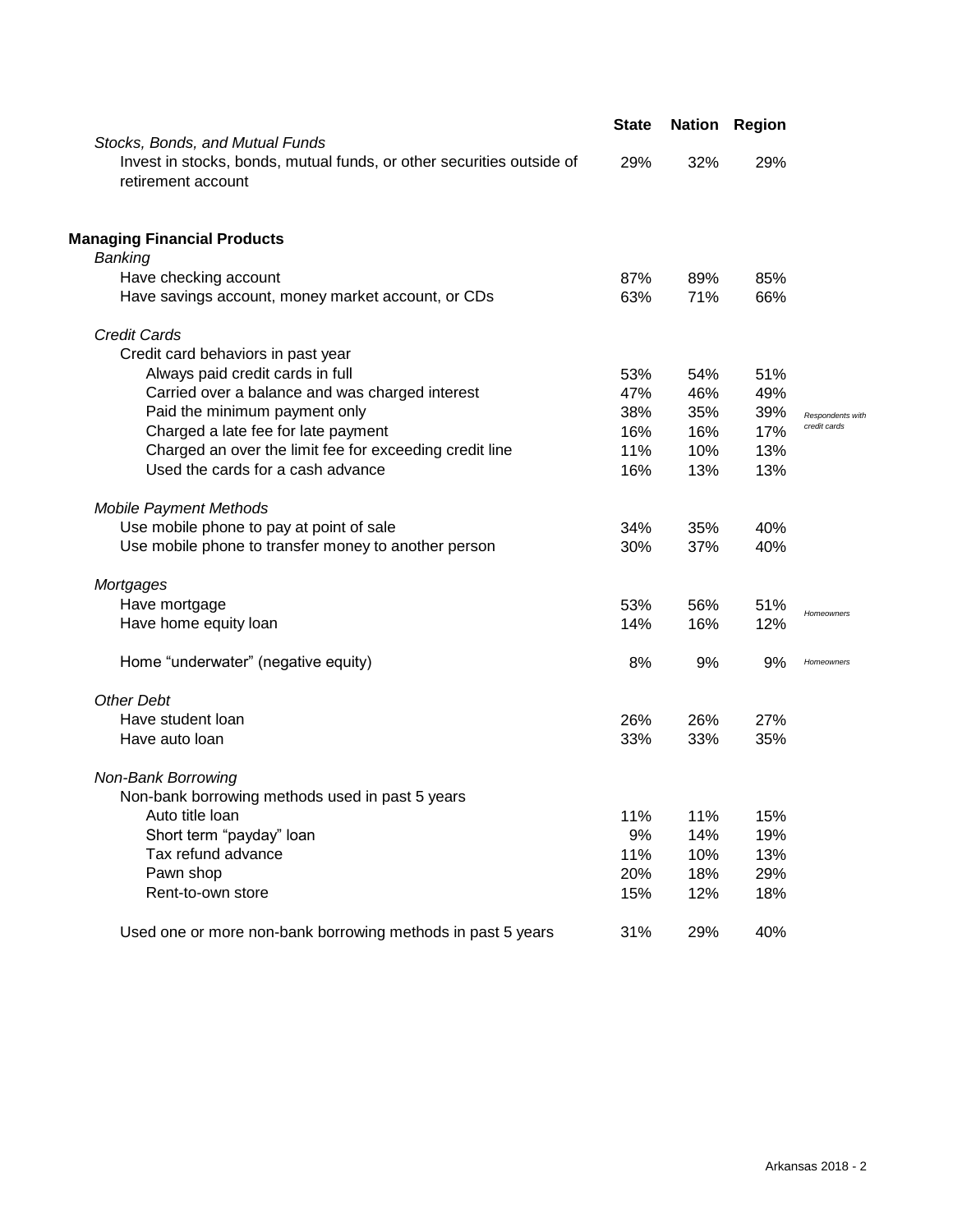| | State | Nation | Region | |
|---|---|---|---|---|
| *Stocks, Bonds, and Mutual Funds* | | | | |
| Invest in stocks, bonds, mutual funds, or other securities outside of retirement account | 29% | 32% | 29% | |
| **Managing Financial Products** | | | | |
| *Banking* | | | | |
| Have checking account | 87% | 89% | 85% | |
| Have savings account, money market account, or CDs | 63% | 71% | 66% | |
| *Credit Cards* | | | | |
| Credit card behaviors in past year | | | | |
| Always paid credit cards in full | 53% | 54% | 51% | *Respondents with credit cards* |
| Carried over a balance and was charged interest | 47% | 46% | 49% | *Respondents with credit cards* |
| Paid the minimum payment only | 38% | 35% | 39% | *Respondents with credit cards* |
| Charged a late fee for late payment | 16% | 16% | 17% | *Respondents with credit cards* |
| Charged an over the limit fee for exceeding credit line | 11% | 10% | 13% | *Respondents with credit cards* |
| Used the cards for a cash advance | 16% | 13% | 13% | *Respondents with credit cards* |
| *Mobile Payment Methods* | | | | |
| Use mobile phone to pay at point of sale | 34% | 35% | 40% | |
| Use mobile phone to transfer money to another person | 30% | 37% | 40% | |
| *Mortgages* | | | | |
| Have mortgage | 53% | 56% | 51% | *Homeowners* |
| Have home equity loan | 14% | 16% | 12% | *Homeowners* |
| Home “underwater” (negative equity) | 8% | 9% | 9% | *Homeowners* |
| *Other Debt* | | | | |
| Have student loan | 26% | 26% | 27% | |
| Have auto loan | 33% | 33% | 35% | |
| *Non-Bank Borrowing* | | | | |
| Non-bank borrowing methods used in past 5 years | | | | |
| Auto title loan | 11% | 11% | 15% | |
| Short term “payday” loan | 9% | 14% | 19% | |
| Tax refund advance | 11% | 10% | 13% | |
| Pawn shop | 20% | 18% | 29% | |
| Rent-to-own store | 15% | 12% | 18% | |
| Used one or more non-bank borrowing methods in past 5 years | 31% | 29% | 40% | |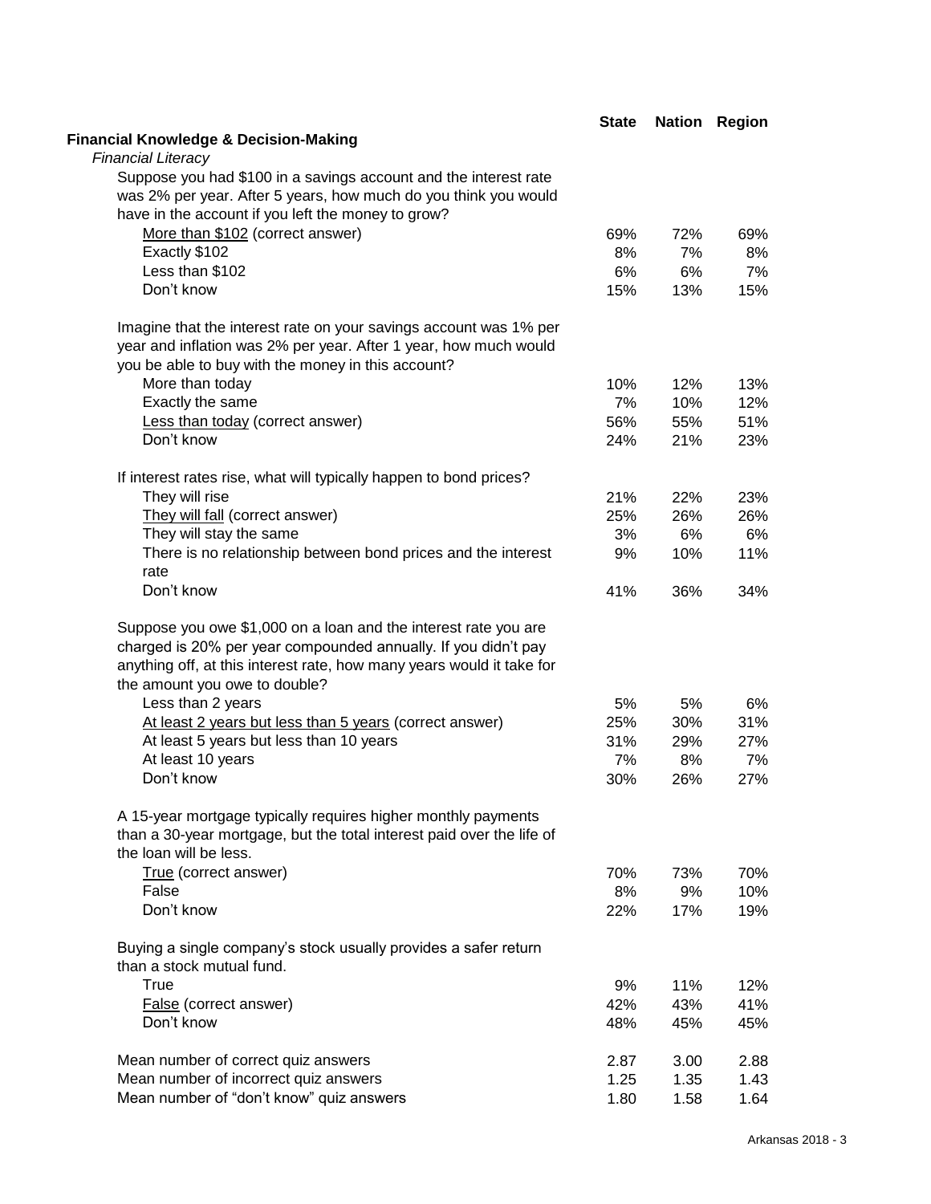| | State | Nation | Region |
|---|---|---|---|
| **Financial Knowledge & Decision-Making** | | | |
| *Financial Literacy* | | | |
| Suppose you had $100 in a savings account and the interest rate was 2% per year. After 5 years, how much do you think you would have in the account if you left the money to grow? | | | |
| More than $102 (correct answer) | 69% | 72% | 69% |
| Exactly $102 | 8% | 7% | 8% |
| Less than $102 | 6% | 6% | 7% |
| Don't know | 15% | 13% | 15% |
| Imagine that the interest rate on your savings account was 1% per year and inflation was 2% per year. After 1 year, how much would you be able to buy with the money in this account? | | | |
| More than today | 10% | 12% | 13% |
| Exactly the same | 7% | 10% | 12% |
| Less than today (correct answer) | 56% | 55% | 51% |
| Don't know | 24% | 21% | 23% |
| If interest rates rise, what will typically happen to bond prices? | | | |
| They will rise | 21% | 22% | 23% |
| They will fall (correct answer) | 25% | 26% | 26% |
| They will stay the same | 3% | 6% | 6% |
| There is no relationship between bond prices and the interest rate | 9% | 10% | 11% |
| Don't know | 41% | 36% | 34% |
| Suppose you owe $1,000 on a loan and the interest rate you are charged is 20% per year compounded annually. If you didn't pay anything off, at this interest rate, how many years would it take for the amount you owe to double? | | | |
| Less than 2 years | 5% | 5% | 6% |
| At least 2 years but less than 5 years (correct answer) | 25% | 30% | 31% |
| At least 5 years but less than 10 years | 31% | 29% | 27% |
| At least 10 years | 7% | 8% | 7% |
| Don't know | 30% | 26% | 27% |
| A 15-year mortgage typically requires higher monthly payments than a 30-year mortgage, but the total interest paid over the life of the loan will be less. | | | |
| True (correct answer) | 70% | 73% | 70% |
| False | 8% | 9% | 10% |
| Don't know | 22% | 17% | 19% |
| Buying a single company's stock usually provides a safer return than a stock mutual fund. | | | |
| True | 9% | 11% | 12% |
| False (correct answer) | 42% | 43% | 41% |
| Don't know | 48% | 45% | 45% |
| Mean number of correct quiz answers | 2.87 | 3.00 | 2.88 |
| Mean number of incorrect quiz answers | 1.25 | 1.35 | 1.43 |
| Mean number of "don't know" quiz answers | 1.80 | 1.58 | 1.64 |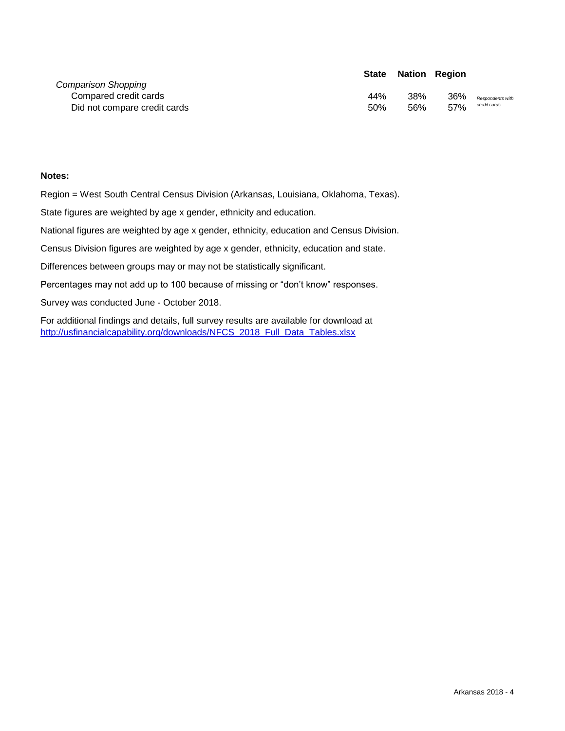| | State | Nation | Region | |
|---|---|---|---|---|
| *Comparison Shopping* | | | | |
| Compared credit cards | 44% | 38% | 36% | *Respondents with credit cards* |
| Did not compare credit cards | 50% | 56% | 57% | |

**Notes:**

Region = West South Central Census Division (Arkansas, Louisiana, Oklahoma, Texas).

State figures are weighted by age x gender, ethnicity and education.

National figures are weighted by age x gender, ethnicity, education and Census Division.

Census Division figures are weighted by age x gender, ethnicity, education and state.

Differences between groups may or may not be statistically significant.

Percentages may not add up to 100 because of missing or "don't know" responses.

Survey was conducted June - October 2018.

For additional findings and details, full survey results are available for download at [http://usfinancialcapability.org/downloads/NFCS_2018_Full_Data_Tables.xlsx](http://usfinancialcapability.org/downloads/NFCS_2018_Full_Data_Tables.xlsx)